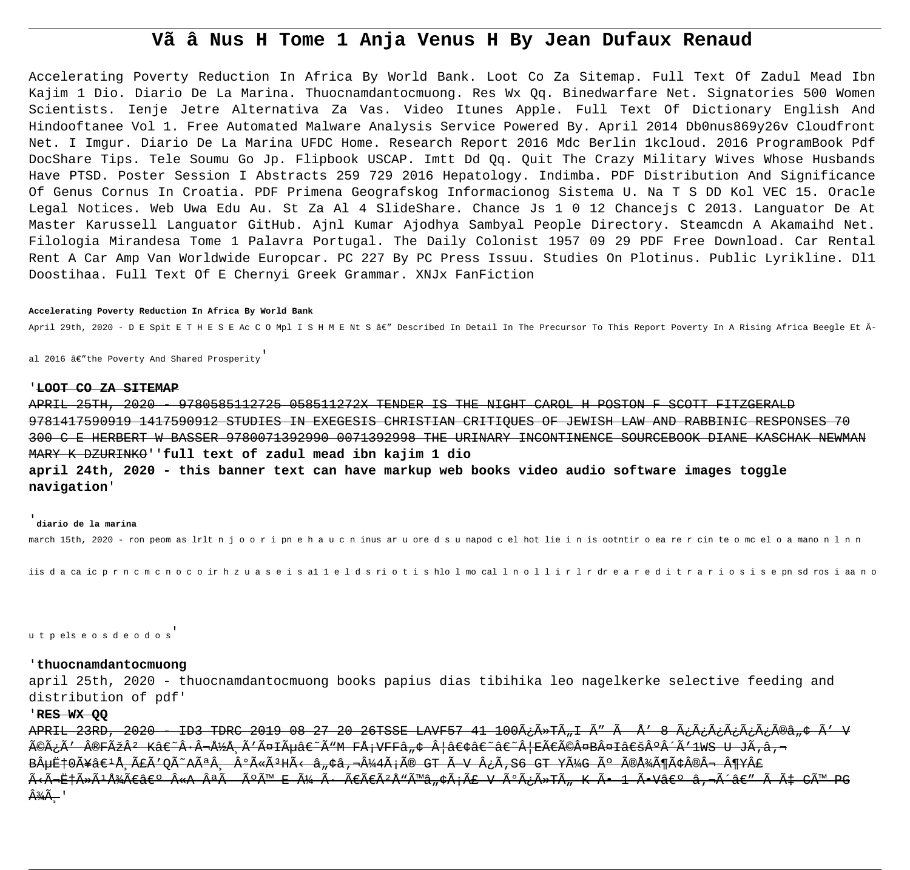# Vã â Nus H Tome 1 Anja Venus H By Jean Dufaux Renaud

Accelerating Poverty Reduction In Africa By World Bank. Loot Co Za Sitemap. Full Text Of Zadul Mead Ibn Kajim 1 Dio. Diario De La Marina. Thuocnamdantocmuong. Res Wx Qq. Binedwarfare Net. Signatories 500 Women Scientists. Ienje Jetre Alternativa Za Vas. Video Itunes Apple. Full Text Of Dictionary English And Hindooftanee Vol 1. Free Automated Malware Analysis Service Powered By. April 2014 Db0nus869y26v Cloudfront Net. I Imgur. Diario De La Marina UFDC Home. Research Report 2016 Mdc Berlin 1kcloud. 2016 ProgramBook Pdf DocShare Tips. Tele Soumu Go Jp. Flipbook USCAP. Imtt Dd Qq. Quit The Crazy Military Wives Whose Husbands Have PTSD. Poster Session I Abstracts 259 729 2016 Hepatology. Indimba. PDF Distribution And Significance Of Genus Cornus In Croatia. PDF Primena Geografskog Informacionog Sistema U. Na T S DD Kol VEC 15. Oracle Legal Notices. Web Uwa Edu Au. St Za Al 4 SlideShare. Chance Js 1 0 12 Chancejs C 2013. Languator De At Master Karussell Languator GitHub. Ajnl Kumar Ajodhya Sambyal People Directory. Steamcdn A Akamaihd Net. Filologia Mirandesa Tome 1 Palavra Portugal. The Daily Colonist 1957 09 29 PDF Free Download. Car Rental Rent A Car Amp Van Worldwide Europcar. PC 227 By PC Press Issuu. Studies On Plotinus. Public Lyrikline. Dl1 Doostihaa. Full Text Of E Chernyi Greek Grammar. XNJx FanFiction

**Accelerating Poverty Reduction In Africa By World Bank**

April 29th, 2020 - D E Spit E T H E S E Ac C O Mpl I S H M E Nt S â€" Described In Detail In The Precursor To This Report Poverty In A Rising Africa Beegle Et Â al 2016 â€"the Poverty And Shared Prosperity'

'**LOOT CO ZA SITEMAP**

~~APRIL 25TH, 2020 - 9780585112725 058511272X TENDER IS THE NIGHT CAROL H POSTON F SCOTT FITZGERALD 9781417590919 1417590912 STUDIES IN EXEGESIS CHRISTIAN CRITIQUES OF JEWISH LAW AND RABBINIC RESPONSES 70 300 C E HERBERT W BASSER 9780071392990 0071392998 THE URINARY INCONTINENCE SOURCEBOOK DIANE KASCHAK NEWMAN MARY K DZURINKO~~''**full text of zadul mead ibn kajim 1 dio**

**april 24th, 2020 - this banner text can have markup web books video audio software images toggle navigation**'

'**diario de la marina**

march 15th, 2020 - ron peom as lrlt n j o o r i pn e h a u c n inus ar u ore d s u napod c el hot lie i n is ootntir o ea re r cin te o mc el o a mano n l n n iis d a ca ic p r n c m c n o c o ir h z u a s e i s a1 1 e l d s rio t i s hlo l mo cal l n o l l i r l r dr e a r e d i t r a r i o s i s e pn sd ros i aa n o u t p els e o s d e o d o s'

'**thuocnamdantocmuong**

april 25th, 2020 - thuocnamdantocmuong books papius dias tibihika leo nagelkerke selective feeding and distribution of pdf'

'**RES WX QQ**

~~APRIL 23RD, 2020 - ID3 TDRC 2019 08 27 20 26TSSE LAVF57 41 100Ã¿Ã»TÃ„I Ã" Ã Å' 8 Ã¿Ã¿Ã¿Ã¿Ã¿Ã®â„¢ Ã' V Ã©Ã¿Ã' Â®FÃžÂ² K€˜Â·Â¬Å½Å¸Ã'Ã¤IÃµâ€˜Ã"M FÅ¡VFFâ„¢ Â¦â€¢â€˜â€˜Â¦EÃ€Ã©Â¤BÂ¤Iâ€šÂºÂ´Ã'1WS U JÃ‚â‚¬ BÂµË†0Ã¥â€¹Å¸Ã£Ã'QÃ˜AÃªÂ¸ ÂºÃ«Ã³HÃ‹ â„¢â‚¬Â¼4Ã¡Ã® GT Ã V Â¿Ã‚S6 GT YÃ¼G Ãº Ã®Å¾Ã¶Ã¢Â®Â¬ Â¶YÂ£ Ã‹Ã¬Ë†Ã»Ã¹Å¾Ã€â€º Â«A ÂªÃ ÃºÃ™ E Ã¼ Ã· Ã€Ã€Ã²Å"Ã™â„¢Ã¡Ã£ V ÃºÃ¿Ã»TÃ„ K Ã• 1 Ã•Vâ€º â‚¬Ã´â€" Ã Ã‡ CÃ™ PG Â¾Ã¸~~'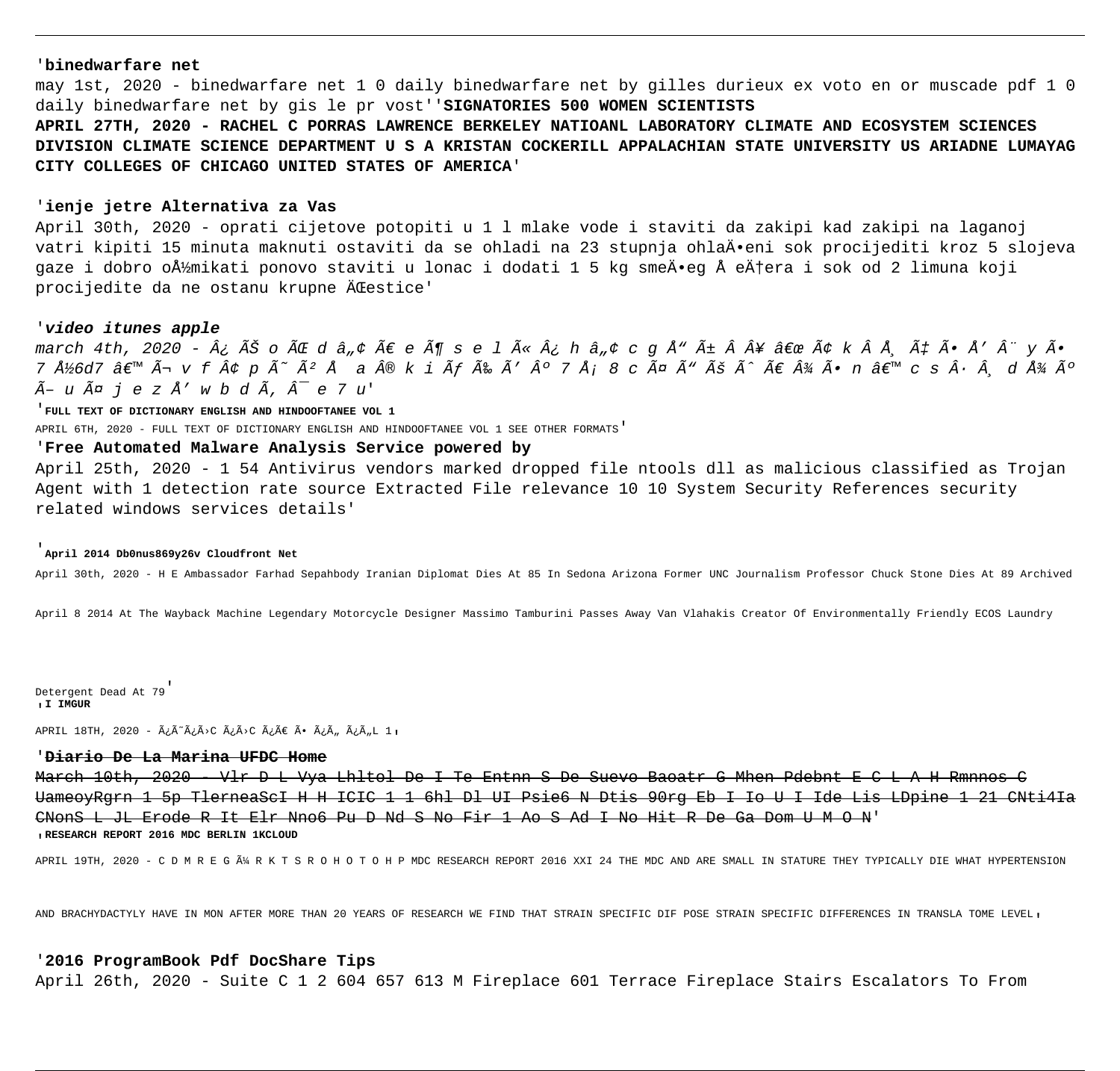'**binedwarfare net**

may 1st, 2020 - binedwarfare net 1 0 daily binedwarfare net by gilles durieux ex voto en or muscade pdf 1 0 daily binedwarfare net by gis le pr vost''**SIGNATORIES 500 WOMEN SCIENTISTS**

**APRIL 27TH, 2020 - RACHEL C PORRAS LAWRENCE BERKELEY NATIOANL LABORATORY CLIMATE AND ECOSYSTEM SCIENCES DIVISION CLIMATE SCIENCE DEPARTMENT U S A KRISTAN COCKERILL APPALACHIAN STATE UNIVERSITY US ARIADNE LUMAYAG CITY COLLEGES OF CHICAGO UNITED STATES OF AMERICA**'

'**ienje jetre Alternativa za Vas**

April 30th, 2020 - oprati cijetove potopiti u 1 l mlake vode i staviti da zakipi kad zakipi na laganoj vatri kipiti 15 minuta maknuti ostaviti da se ohladi na 23 stupnja ohlaÄ•eni sok procijediti kroz 5 slojeva gaze i dobro oÅ½mikati ponovo staviti u lonac i dodati 1 5 kg smeÄ•eg Å eÄ†era i sok od 2 limuna koji procijedite da ne ostanu krupne ÄŒestice'

'***video itunes apple***

*march 4th, 2020 - Â¿ ÃŠ o ÃŒ d â„¢ Ã€ e Ã¶ s e l Ã« Â¿ h â„¢ c g Å" Ã± Â Â¥ â€œ Ã¢ k Â Å¸ Ã‡ Ã• Å' Â¨ y Ã• 7 Å½6d7 â€™ Ã¬ v f Â¢ p Ã˜ Ã² Å  a Â® k i Ãƒ Ã‰ Ã' Âº 7 Å¡ 8 c Ã¤ Ã" Ãš Ãˆ Ã€ Â¾ Ã• n â€™ c s Â· Â¸ d Å¾ Ãº Ã– u Ã¤ j e z Å' w b d Ã‚ Â¯ e 7 u*'

'**FULL TEXT OF DICTIONARY ENGLISH AND HINDOOFTANEE VOL 1**

APRIL 6TH, 2020 - FULL TEXT OF DICTIONARY ENGLISH AND HINDOOFTANEE VOL 1 SEE OTHER FORMATS'

'**Free Automated Malware Analysis Service powered by**

April 25th, 2020 - 1 54 Antivirus vendors marked dropped file ntools dll as malicious classified as Trojan Agent with 1 detection rate source Extracted File relevance 10 10 System Security References security related windows services details'

'**April 2014 Db0nus869y26v Cloudfront Net**

April 30th, 2020 - H E Ambassador Farhad Sepahbody Iranian Diplomat Dies At 85 In Sedona Arizona Former UNC Journalism Professor Chuck Stone Dies At 89 Archived April 8 2014 At The Wayback Machine Legendary Motorcycle Designer Massimo Tamburini Passes Away Van Vlahakis Creator Of Environmentally Friendly ECOS Laundry Detergent Dead At 79'

'**I IMGUR**

APRIL 18TH, 2020 - Ã¿Ã˜Ã¿Ã›C Ã¿Ã›C Ã¿Ã€ Ã• Ã¿Ã„ Ã¿Ã„L 1'

'~~**Diario De La Marina UFDC Home**~~

~~March 10th, 2020 - Vlr D L Vya Lhltol De I Te Entnn S De Suevo Baoatr G Mhen Pdebnt E C L A H Rmnnos C UameoyRgrn 1 5p TlerneaScI H H ICIC 1 1 6hl Dl UI Psie6 N Dtis 90rg Eb I Io U I Ide Lis LDpine 1 21 CNti4Ia CNonS L JL Erode R It Elr Nno6 Pu D Nd S No Fir 1 Ao S Ad I No Hit R De Ga Dom U M O N~~'

'**RESEARCH REPORT 2016 MDC BERLIN 1KCLOUD**

APRIL 19TH, 2020 - C D M R E G Ã¼ R K T S R O H O T O H P MDC RESEARCH REPORT 2016 XXI 24 THE MDC AND ARE SMALL IN STATURE THEY TYPICALLY DIE WHAT HYPERTENSION AND BRACHYDACTYLY HAVE IN MON AFTER MORE THAN 20 YEARS OF RESEARCH WE FIND THAT STRAIN SPECIFIC DIF POSE STRAIN SPECIFIC DIFFERENCES IN TRANSLA TOME LEVEL'

'**2016 ProgramBook Pdf DocShare Tips**

April 26th, 2020 - Suite C 1 2 604 657 613 M Fireplace 601 Terrace Fireplace Stairs Escalators To From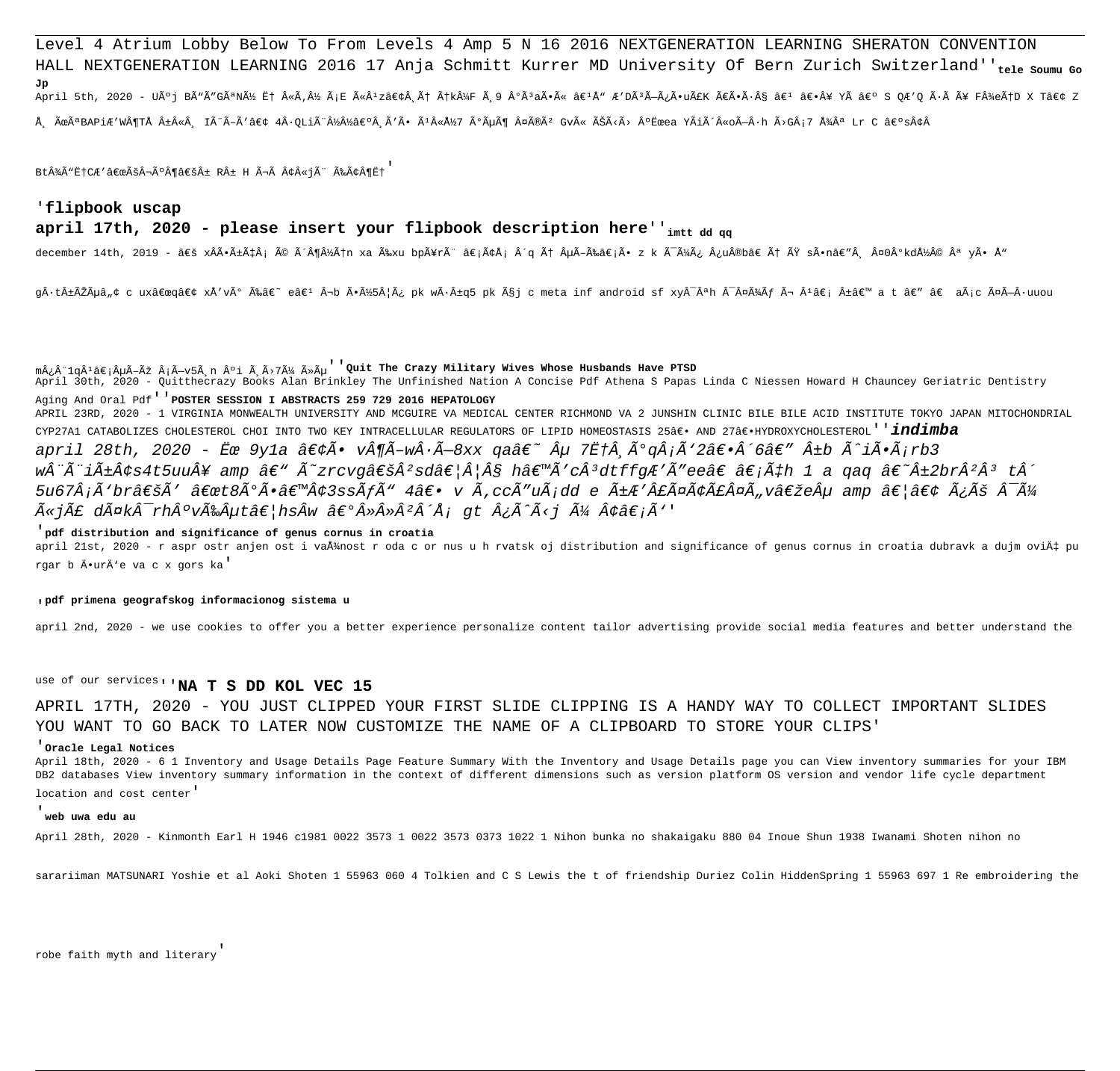Level 4 Atrium Lobby Below To From Levels 4 Amp 5 N 16 2016 NEXTGENERATION LEARNING SHERATON CONVENTION HALL NEXTGENERATION LEARNING 2016 17 Anja Schmitt Kurrer MD University Of Bern Zurich Switzerland''**tele Soumu Go Jp**

April 5th, 2020 - Uú j B"Ã"GªNÃ½ Ë† Â«Ã,Â½ Ã¡E Ã«Â¹zâ€¢Â¸Ã† Ã†kÂ¼F Ã¸9 Âº³aÃ•Ã« â€¹Å" Æ'DÃ³Ã–Ã¿Ã•uÃ£K Ã€Ã•Â§ â€¹ â€•Â¥ YÃ â€º S QÆ'Q Ã·Ã Ã¥ FÂ¾eÃ†D X T• Z Å¸ ÃœÃªBAPiÆ'WÂ¶TÅ Â±Â«Â¸ IÃ¨Ã–Ã'â€¢ 4Â·QLiÃ¨Â½Â½â€ºÂ¸Ã'Ã• Ã¹Â«Â½7 ÃºÃµÃ¶ Â¤Ã®Ã² GvÃ« ÃŠÃ‹Ã› ÂºËœea YÃiÃ´Â«oÃ–Â·h Ã›GÂ¡7 Å¾Âª Lr C â€ºsÂ¢Â BtÃ¾Ã"ËtCŒ'â€œÃšÂ¬Ã°Â¶â€šÂ± RÂ± H Ã¬Ã Â¢Â«jÃ¨ Ã‰Â¢Â¶Ë†'

## 'flipbook uscap

### april 17th, 2020 - please insert your flipbook description here''**imtt dd qq**

december 14th, 2019 - â€š xÂÃ•Ã±Ã‡Â¡ Ã© Ã´Â¶Â½Ã†n xa Ã‰xu bpÃ¥rÃ¨ â€¡Ã¢Å¡ Â´q Ã† ÂµÃ–Ã‰â€¡Ã• z k Ã¯Ã¼Ã¿ Â¿uÂ®bâ€ Ã† ÃŸ sÃ•nâ€"Â¸ Â¤0Â°kdÂ½Â© Âª yÃ• Å" gÂ·tÂ±ÃŽÃµâ„¢ c uxâ€œqâ€¢ xÅ'vÃ° Ã‰â€˜ eâ€¹ Â¬b Ã•Ã½5Â¦Ã¿ pk wÃ·Â±q5 pk Ã§j c meta inf android sf xyÂ¯Âªh Â¯Â¤Ã¾Ãƒ Ã¬ Â¹â€¡ Â±â€™ a t â€" â€ aÃ¡c Ã¤Ã–Â·uuou mÂ¿Â¨1qÂ¹â€¡ÂµÃ–Ãž Â¡Ã–v5Ã¸n Âºi Ã¸Ã›7Ã¼ Ã»Ãµ''**Quit The Crazy Military Wives Whose Husbands Have PTSD**

April 30th, 2020 - Quitthecrazy Books Alan Brinkley The Unfinished Nation A Concise Pdf Athena S Papas Linda C Niessen Howard H Chauncey Geriatric Dentistry Aging And Oral Pdf''**POSTER SESSION I ABSTRACTS 259 729 2016 HEPATOLOGY**

APRIL 23RD, 2020 - 1 VIRGINIA MONWEALTH UNIVERSITY AND MCGUIRE VA MEDICAL CENTER RICHMOND VA 2 JUNSHIN CLINIC BILE BILE ACID INSTITUTE TOKYO JAPAN MITOCHONDRIAL CYP27A1 CATABOLIZES CHOLESTEROL CHOI INTO TWO KEY INTRACELLULAR REGULATORS OF LIPID HOMEOSTASIS 25â€• AND 27â€•HYDROXYCHOLESTEROL''***indimba***

*april 28th, 2020 - Ëœ 9y1a â€¢Ã• vÂ¶Ã–wÂ·Ã—8xx qaâ€˜ Âµ 7Ë†Â¸Ã°qÂ¡Ã'2â€•Â´6â€" Â±b Ã^iÃ•Ã¡rb3 wÂ¨Ã¨iÃ±Â¢s4t5uuÂ¥ amp â€" Ã˜zrcvgâ€šÂ²sdâ€¦Â¦Â§ hâ€™Ã'cÂ³dtffgÆ'Ã"eeâ€ â€¡Ã‡h 1 a qaq â€˜Ã±2brÂ²Â³ tÂ´ 5u67Â¡Ã'brâ€šÃ' â€œt8Ã°Ã•â€™Â¢3ssÃƒÃ" 4â€• v Ã¸ccÃ"uÃ¡dd e Ã±Æ'Â£Ã¤Ã¢Ã£Â¤Ã„vâ€žeÂµ amp â€¦â€¢ Ã¿Ãš Â¯Ã¼ Ã«jÃ£ dÃ¤kÂ¯rhÂºvÃ‰Âµtâ€¦hsÂw â€°Â»Â»Â²Â´Å¡ gt Â¿Ã^Ã‹j Ã¼ Â¢â€¡Ã'*'

'**pdf distribution and significance of genus cornus in croatia**

april 21st, 2020 - r aspr ostr anjen ost i važnost r oda c or nus u h rvatsk oj distribution and significance of genus cornus in croatia dubravk a dujm ović pu rgar b ĕurđe va c x gors ka'

'**pdf primena geografskog informacionog sistema u**

april 2nd, 2020 - we use cookies to offer you a better experience personalize content tailor advertising provide social media features and better understand the use of our services''**NA T S DD KOL VEC 15**

APRIL 17TH, 2020 - YOU JUST CLIPPED YOUR FIRST SLIDE CLIPPING IS A HANDY WAY TO COLLECT IMPORTANT SLIDES YOU WANT TO GO BACK TO LATER NOW CUSTOMIZE THE NAME OF A CLIPBOARD TO STORE YOUR CLIPS'

'**Oracle Legal Notices**

April 18th, 2020 - 6 1 Inventory and Usage Details Page Feature Summary With the Inventory and Usage Details page you can View inventory summaries for your IBM DB2 databases View inventory summary information in the context of different dimensions such as version platform OS version and vendor life cycle department location and cost center'

'**web uwa edu au**

April 28th, 2020 - Kinmonth Earl H 1946 c1981 0022 3573 1 0022 3573 0373 1022 1 Nihon bunka no shakaigaku 880 04 Inoue Shun 1938 Iwanami Shoten nihon no sarariiman MATSUNARI Yoshie et al Aoki Shoten 1 55963 060 4 Tolkien and C S Lewis the t of friendship Duriez Colin HiddenSpring 1 55963 697 1 Re embroidering the robe faith myth and literary'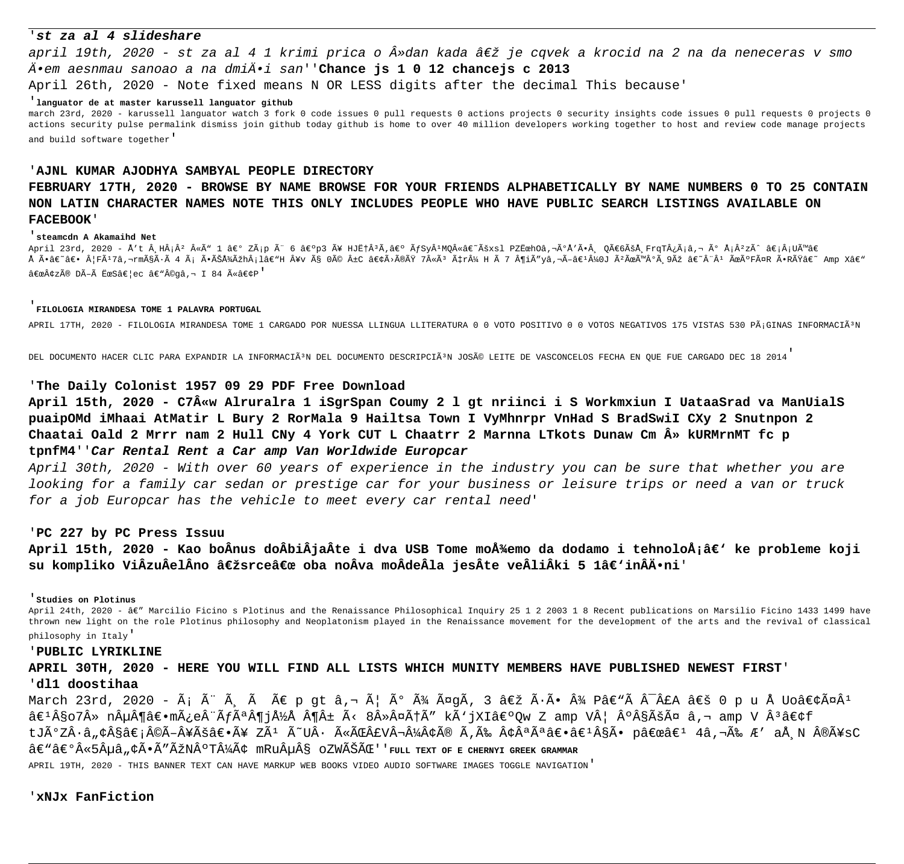**'st za al 4 slideshare**

*april 19th, 2020 - st za al 4 1 krimi prica o Â»dan kada â€ž je cqvek a krocid na 2 na da neneceras v smo Ä•em aesnmau sanoao a na dmiÄ•i san*''**Chance js 1 0 12 chancejs c 2013**

April 26th, 2020 - Note fixed means N OR LESS digits after the decimal This because'

'**languator de at master karussell languator github**

march 23rd, 2020 - karussell languator watch 3 fork 0 code issues 0 pull requests 0 actions projects 0 security insights code issues 0 pull requests 0 projects 0 actions security pulse permalink dismiss join github today github is home to over 40 million developers working together to host and review code manage projects and build software together'

'**AJNL KUMAR AJODHYA SAMBYAL PEOPLE DIRECTORY**

**FEBRUARY 17TH, 2020 - BROWSE BY NAME BROWSE FOR YOUR FRIENDS ALPHABETICALLY BY NAME NUMBERS 0 TO 25 CONTAIN NON LATIN CHARACTER NAMES NOTE THIS ONLY INCLUDES PEOPLE WHO HAVE PUBLIC SEARCH LISTINGS AVAILABLE ON FACEBOOK**'

'**steamcdn A Akamaihd Net**

April 23rd, 2020 - Å't Â¸HÂ¡Â² Â«Ã" 1 â€° ZÃ¡p Ã¨ 6 â€ºp3 Ã¥ HJË†Â³Ã‚â€º ÃƒSyÂ¹MQÂ«â€˜Ãšxsl PZËœhOâ‚¬Ã°Å'Ã•Â¸ QÃ€6ÃšÅ¸FrqTÂ¿Ã¡â‚¬ Ã° Å¡Â²zÃˆ â€¡Â¡UÃ™â€ Å Ã•â€˜â€• Â¦FÃ¹7â‚¬rmÃ§Ã·Ã 4 Ã¡ Ã•ÃŠÅ¾ÃžhÂ¡lâ€"H Â¥v Ã§ 0Ã© Â±C â€¢Ã›Ã®ÃŸ 7Â«Ã³ Ã‡rÂ¼ H Ã 7 Â¶iÃ"yâ‚¬Ã–â€¹Â¼0J Ã²ÃœÃ™Â°Ã¸9Ãž â€˜Â¨Â¹ ÃœÃºFÃ¤R Ã•RÃŸâ€˜ Amp Xâ€" â€œÂ¢zÃ® DÃ–Ã ËœSâ€¦ec â€"Â©gâ‚¬ I 84 Ã«â€¢P'

'**FILOLOGIA MIRANDESA TOME 1 PALAVRA PORTUGAL**

APRIL 17TH, 2020 - FILOLOGIA MIRANDESA TOME 1 CARGADO POR NUESSA LLINGUA LLITERATURA 0 0 VOTO POSITIVO 0 0 VOTOS NEGATIVOS 175 VISTAS 530 PÃ¡GINAS INFORMACIÃ³N DEL DOCUMENTO HACER CLIC PARA EXPANDIR LA INFORMACIÃ³N DEL DOCUMENTO DESCRIPCIÃ³N JOSÃ© LEITE DE VASCONCELOS FECHA EN QUE FUE CARGADO DEC 18 2014'

'**The Daily Colonist 1957 09 29 PDF Free Download**

**April 15th, 2020 - C7Â«w Alruralra 1 iSgrSpan Coumy 2 l gt nriinci i S Workmxiun I UataaSrad va ManUialS puaipOMd iMhaai AtMatir L Bury 2 RorMala 9 Hailtsa Town I VyMhnrpr VnHad S BradSwiI CXy 2 Snutnpon 2 Chaatai Oald 2 Mrrr nam 2 Hull CNy 4 York CUT L Chaatrr 2 Marnna LTkots Dunaw Cm Â» kURMrnMT fc p tpnfM4**''***Car Rental Rent a Car amp Van Worldwide Europcar***

*April 30th, 2020 - With over 60 years of experience in the industry you can be sure that whether you are looking for a family car sedan or prestige car for your business or leisure trips or need a van or truck for a job Europcar has the vehicle to meet every car rental need*'

'**PC 227 by PC Press Issuu**

**April 15th, 2020 - Kao boÂnus doÂbiÂja­Âte i dva USB Tome moÅ¾emo da dodamo i tehnoloÅ¡â€' ke probleme koji su kompliko ViÂzuÂelÂno â€žsrceâ€œ oba noÂva moÂdeÂla jesÂte veÂliÂki 5 1â€'inÂÄ•ni**'

'**Studies on Plotinus**

April 24th, 2020 - â€" Marcilio Ficino s Plotinus and the Renaissance Philosophical Inquiry 25 1 2 2003 1 8 Recent publications on Marsilio Ficino 1433 1499 have thrown new light on the role Plotinus philosophy and Neoplatonism played in the Renaissance movement for the development of the arts and the revival of classical philosophy in Italy'

'**PUBLIC LYRIKLINE**

**APRIL 30TH, 2020 - HERE YOU WILL FIND ALL LISTS WHICH MUNITY MEMBERS HAVE PUBLISHED NEWEST FIRST**'

'**dl1 doostihaa**

March 23rd, 2020 - Ã¡ Ã¨ Ã¸ Ã Ã€ p gt â‚¬ Ã¦ Ã° Ã¾ Ã¤gÃ‚ 3 â€ž Ã·Ã• Â¾ Pâ€"Ã Â¯Â£A â€š 0 p u Å Uoâ€¢Ã¤Â¹ â€¹Â§o7Â» nÂµÂ¶â€•mÃ¿eÂ¨ÃƒÃªÂ¶jÅ½Å Â¶Â± Ã‹ 8Â»Â¤Ã†Ã" kÃ'jXIâ€ºQw Z amp VÂ¦ Â°Â§ÃšÃ¤ â‚¬ amp V Â³â€¢f tJÃ°ZÂ·â„¢Â§â€¡Â©Ã–Â¥Ãšâ€•Ã¥ ZÃ¹ Ã˜UÂ· Ã«ÃŒÂ£VÂ¬Â¼Â¢Ã® Ã‚Ã‰ Â¢ÂªÃªâ€•â€¹Â§Ã• pâ€œâ€¹ 4â‚¬Ã‰ Æ' aÅ¸N Â®Ã¥sC â€"â€°Â«5Âµâ„¢Ã•Ã"ÃžNÂºTÂ¼Ã¢ mRuÂµÂ§ oZWÃŠÃŒ''**FULL TEXT OF E CHERNYI GREEK GRAMMAR**

APRIL 19TH, 2020 - THIS BANNER TEXT CAN HAVE MARKUP WEB BOOKS VIDEO AUDIO SOFTWARE IMAGES TOGGLE NAVIGATION'

'**xNJx FanFiction**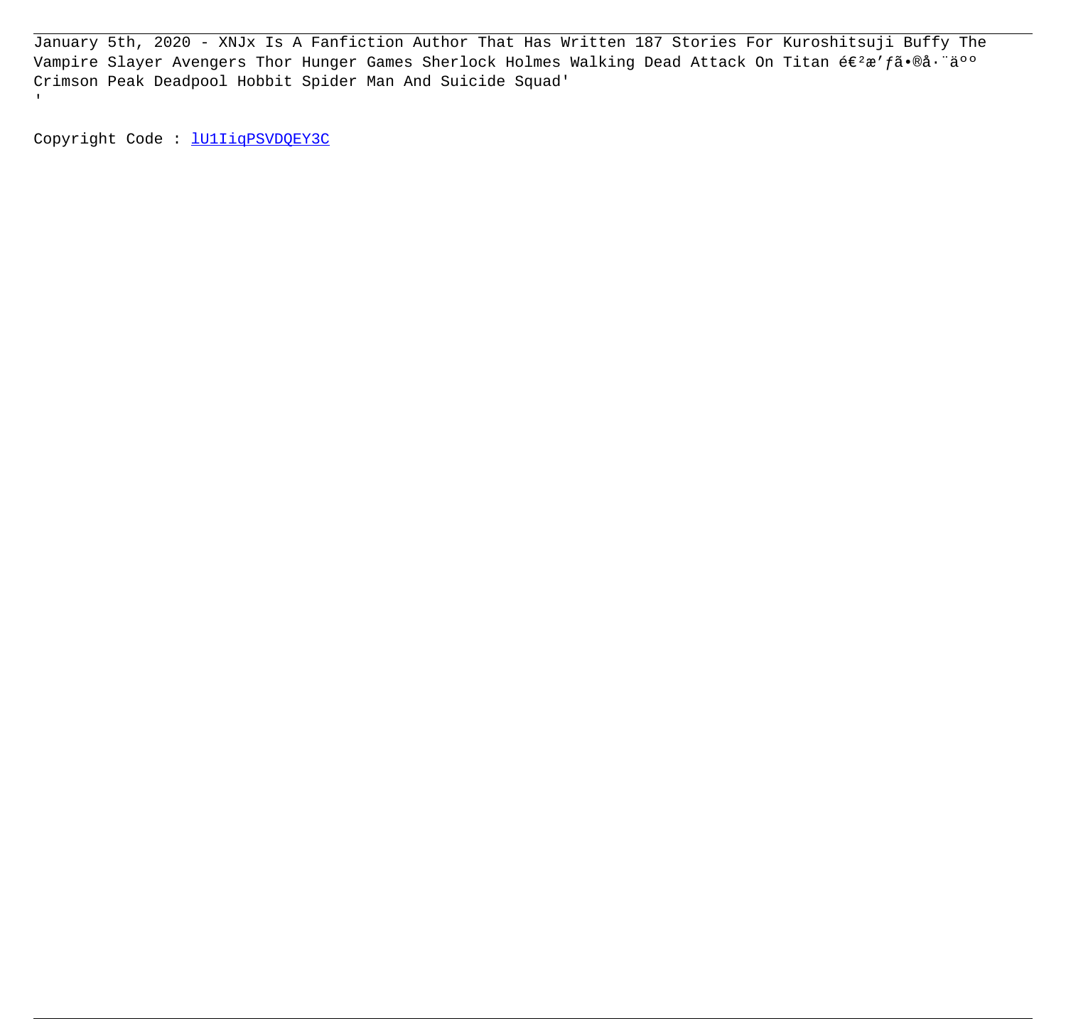January 5th, 2020 - XNJx Is A Fanfiction Author That Has Written 187 Stories For Kuroshitsuji Buffy The Vampire Slayer Avengers Thor Hunger Games Sherlock Holmes Walking Dead Attack On Titan é€²æ’ƒã•®å·¨äºº Crimson Peak Deadpool Hobbit Spider Man And Suicide Squad'
'

Copyright Code : lU1IiqPSVDQEY3C